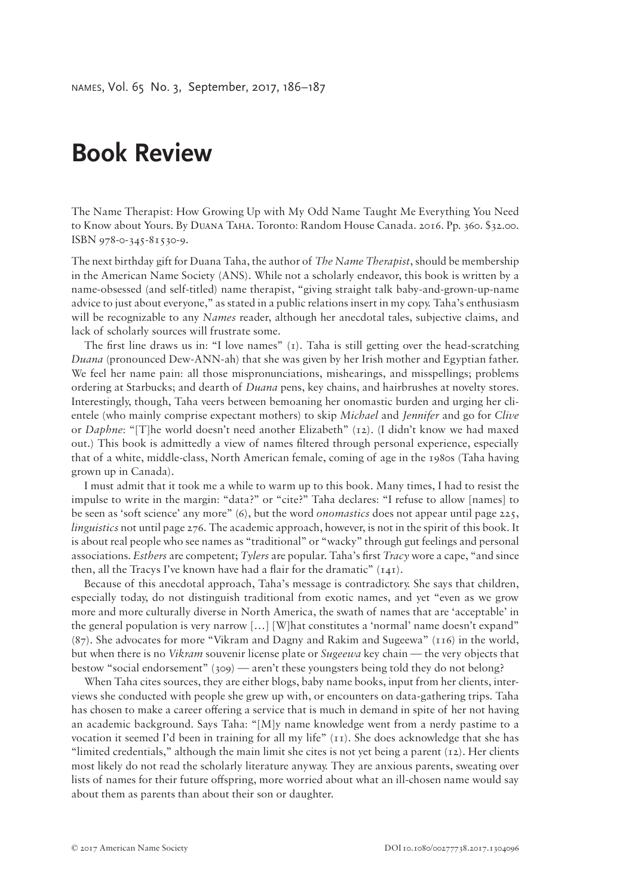# Book Review

The Name Therapist: How Growing Up with My Odd Name Taught Me Everything You Need to Know about Yours. By Duana Taha. Toronto: Random House Canada. 2016. Pp. 360. $32.00. ISBN 978-0-345-81530-9.

The next birthday gift for Duana Taha, the author of *The Name Therapist*, should be membership in the American Name Society (ANS). While not a scholarly endeavor, this book is written by a name-obsessed (and self-titled) name therapist, "giving straight talk baby-and-grown-up-name advice to just about everyone," as stated in a public relations insert in my copy. Taha's enthusiasm will be recognizable to any *Names* reader, although her anecdotal tales, subjective claims, and lack of scholarly sources will frustrate some.

The first line draws us in: "I love names" (1). Taha is still getting over the head-scratching *Duana* (pronounced Dew-ANN-ah) that she was given by her Irish mother and Egyptian father. We feel her name pain: all those mispronunciations, mishearings, and misspellings; problems ordering at Starbucks; and dearth of *Duana* pens, key chains, and hairbrushes at novelty stores. Interestingly, though, Taha veers between bemoaning her onomastic burden and urging her clientele (who mainly comprise expectant mothers) to skip *Michael* and *Jennifer* and go for *Clive* or *Daphne*: "[T]he world doesn't need another Elizabeth" (12). (I didn't know we had maxed out.) This book is admittedly a view of names filtered through personal experience, especially that of a white, middle-class, North American female, coming of age in the 1980s (Taha having grown up in Canada).

I must admit that it took me a while to warm up to this book. Many times, I had to resist the impulse to write in the margin: "data?" or "cite?" Taha declares: "I refuse to allow [names] to be seen as 'soft science' any more" (6), but the word *onomastics* does not appear until page 225, *linguistics* not until page 276. The academic approach, however, is not in the spirit of this book. It is about real people who see names as "traditional" or "wacky" through gut feelings and personal associations. *Esthers* are competent; *Tylers* are popular. Taha's first *Tracy* wore a cape, "and since then, all the Tracys I've known have had a flair for the dramatic" (141).

Because of this anecdotal approach, Taha's message is contradictory. She says that children, especially today, do not distinguish traditional from exotic names, and yet "even as we grow more and more culturally diverse in North America, the swath of names that are 'acceptable' in the general population is very narrow [...] [W]hat constitutes a 'normal' name doesn't expand" (87). She advocates for more "Vikram and Dagny and Rakim and Sugeewa" (116) in the world, but when there is no *Vikram* souvenir license plate or *Sugeewa* key chain — the very objects that bestow "social endorsement" (309) — aren't these youngsters being told they do not belong?

When Taha cites sources, they are either blogs, baby name books, input from her clients, interviews she conducted with people she grew up with, or encounters on data-gathering trips. Taha has chosen to make a career offering a service that is much in demand in spite of her not having an academic background. Says Taha: "[M]y name knowledge went from a nerdy pastime to a vocation it seemed I'd been in training for all my life" (11). She does acknowledge that she has "limited credentials," although the main limit she cites is not yet being a parent (12). Her clients most likely do not read the scholarly literature anyway. They are anxious parents, sweating over lists of names for their future offspring, more worried about what an ill-chosen name would say about them as parents than about their son or daughter.

© 2017 American Name Society DOI 10.1080/00277738.2017.1304096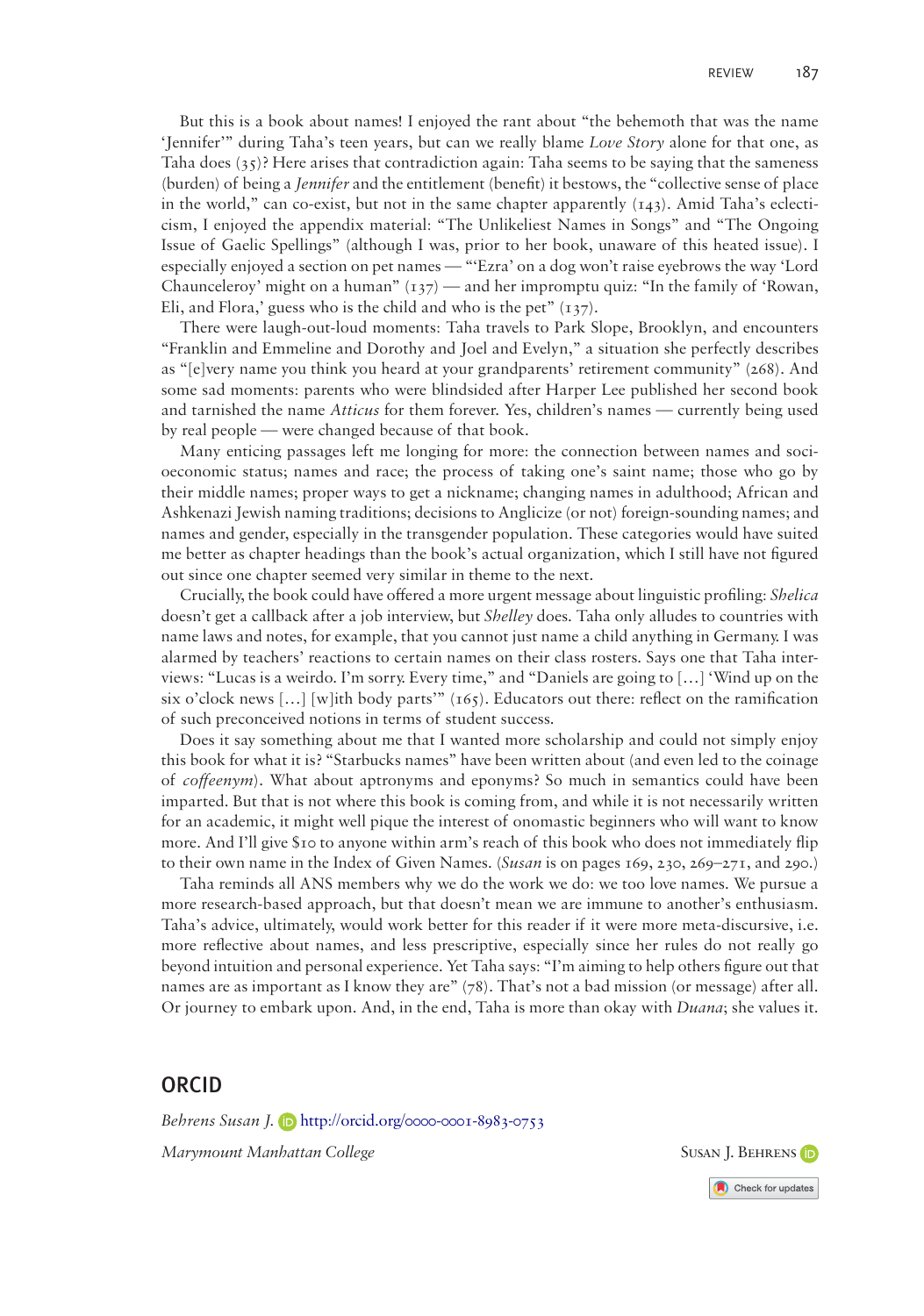But this is a book about names! I enjoyed the rant about "the behemoth that was the name 'Jennifer'" during Taha's teen years, but can we really blame *Love Story* alone for that one, as Taha does (35)? Here arises that contradiction again: Taha seems to be saying that the sameness (burden) of being a *Jennifer* and the entitlement (benefit) it bestows, the "collective sense of place in the world," can co-exist, but not in the same chapter apparently (143). Amid Taha's eclecticism, I enjoyed the appendix material: "The Unlikeliest Names in Songs" and "The Ongoing Issue of Gaelic Spellings" (although I was, prior to her book, unaware of this heated issue). I especially enjoyed a section on pet names — "'Ezra' on a dog won't raise eyebrows the way 'Lord Chaunceleroy' might on a human" (137) — and her impromptu quiz: "In the family of 'Rowan, Eli, and Flora,' guess who is the child and who is the pet" (137).

There were laugh-out-loud moments: Taha travels to Park Slope, Brooklyn, and encounters "Franklin and Emmeline and Dorothy and Joel and Evelyn," a situation she perfectly describes as "[e]very name you think you heard at your grandparents' retirement community" (268). And some sad moments: parents who were blindsided after Harper Lee published her second book and tarnished the name *Atticus* for them forever. Yes, children's names — currently being used by real people — were changed because of that book.

Many enticing passages left me longing for more: the connection between names and socioeconomic status; names and race; the process of taking one's saint name; those who go by their middle names; proper ways to get a nickname; changing names in adulthood; African and Ashkenazi Jewish naming traditions; decisions to Anglicize (or not) foreign-sounding names; and names and gender, especially in the transgender population. These categories would have suited me better as chapter headings than the book's actual organization, which I still have not figured out since one chapter seemed very similar in theme to the next.

Crucially, the book could have offered a more urgent message about linguistic profiling: *Shelica* doesn't get a callback after a job interview, but *Shelley* does. Taha only alludes to countries with name laws and notes, for example, that you cannot just name a child anything in Germany. I was alarmed by teachers' reactions to certain names on their class rosters. Says one that Taha interviews: "Lucas is a weirdo. I'm sorry. Every time," and "Daniels are going to […] 'Wind up on the six o'clock news […] [w]ith body parts'" (165). Educators out there: reflect on the ramification of such preconceived notions in terms of student success.

Does it say something about me that I wanted more scholarship and could not simply enjoy this book for what it is? "Starbucks names" have been written about (and even led to the coinage of *coffeenym*). What about aptronyms and eponyms? So much in semantics could have been imparted. But that is not where this book is coming from, and while it is not necessarily written for an academic, it might well pique the interest of onomastic beginners who will want to know more. And I'll give $10 to anyone within arm's reach of this book who does not immediately flip to their own name in the Index of Given Names. (*Susan* is on pages 169, 230, 269–271, and 290.)

Taha reminds all ANS members why we do the work we do: we too love names. We pursue a more research-based approach, but that doesn't mean we are immune to another's enthusiasm. Taha's advice, ultimately, would work better for this reader if it were more meta-discursive, i.e. more reflective about names, and less prescriptive, especially since her rules do not really go beyond intuition and personal experience. Yet Taha says: "I'm aiming to help others figure out that names are as important as I know they are" (78). That's not a bad mission (or message) after all. Or journey to embark upon. And, in the end, Taha is more than okay with *Duana*; she values it.

## ORCID

*Behrens Susan J.* http://orcid.org/0000-0001-8983-0753

*Marymount Manhattan College*

Susan J. Behrens